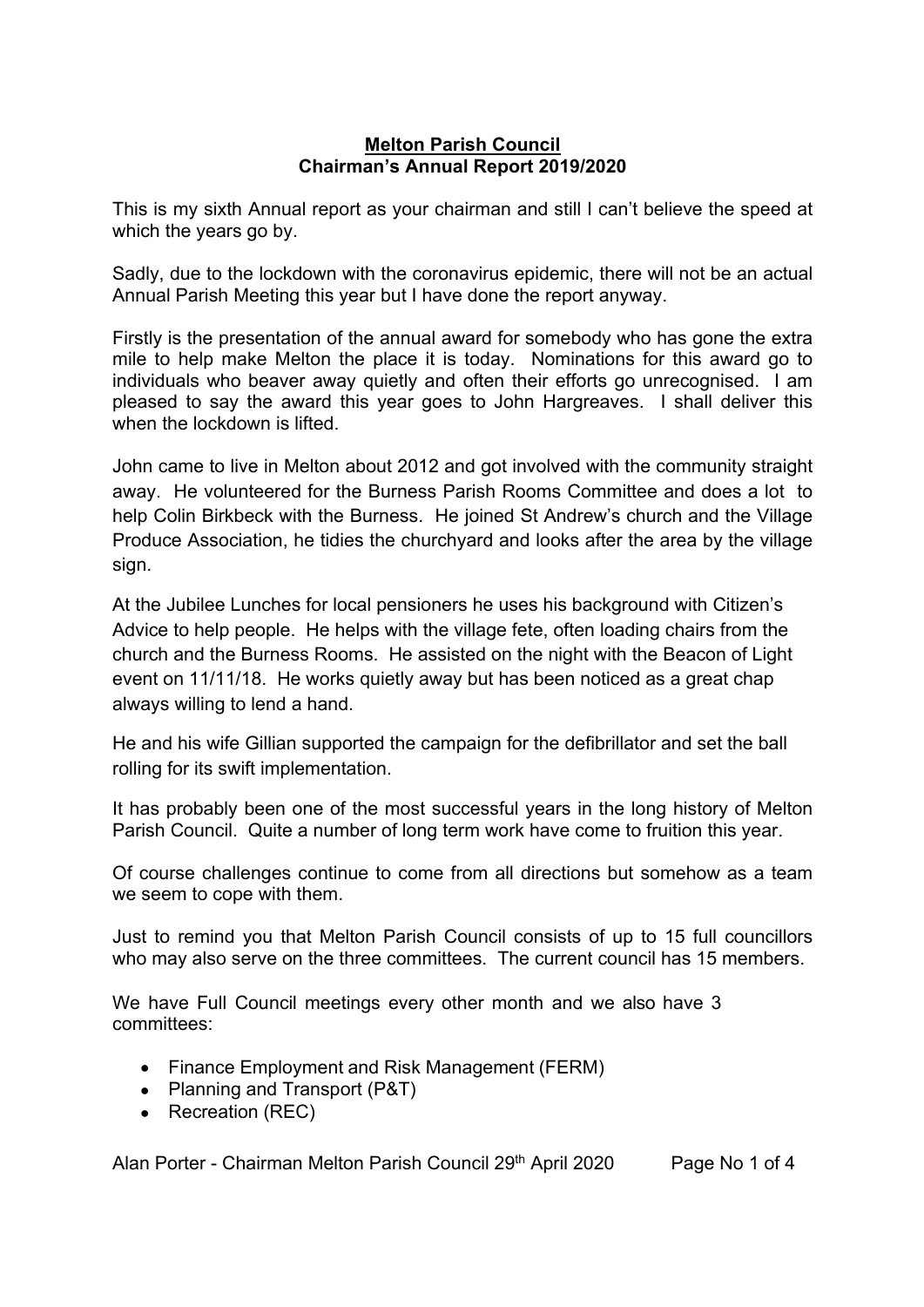**Melton Parish Council**
**Chairman's Annual Report 2019/2020**

This is my sixth Annual report as your chairman and still I can't believe the speed at which the years go by.

Sadly, due to the lockdown with the coronavirus epidemic, there will not be an actual Annual Parish Meeting this year but I have done the report anyway.

Firstly is the presentation of the annual award for somebody who has gone the extra mile to help make Melton the place it is today. Nominations for this award go to individuals who beaver away quietly and often their efforts go unrecognised. I am pleased to say the award this year goes to John Hargreaves. I shall deliver this when the lockdown is lifted.

John came to live in Melton about 2012 and got involved with the community straight away. He volunteered for the Burness Parish Rooms Committee and does a lot to help Colin Birkbeck with the Burness. He joined St Andrew's church and the Village Produce Association, he tidies the churchyard and looks after the area by the village sign.

At the Jubilee Lunches for local pensioners he uses his background with Citizen's Advice to help people. He helps with the village fete, often loading chairs from the church and the Burness Rooms. He assisted on the night with the Beacon of Light event on 11/11/18. He works quietly away but has been noticed as a great chap always willing to lend a hand.

He and his wife Gillian supported the campaign for the defibrillator and set the ball rolling for its swift implementation.

It has probably been one of the most successful years in the long history of Melton Parish Council. Quite a number of long term work have come to fruition this year.

Of course challenges continue to come from all directions but somehow as a team we seem to cope with them.

Just to remind you that Melton Parish Council consists of up to 15 full councillors who may also serve on the three committees. The current council has 15 members.

We have Full Council meetings every other month and we also have 3 committees:

- Finance Employment and Risk Management (FERM)
- Planning and Transport (P&T)
- Recreation (REC)

Alan Porter - Chairman Melton Parish Council 29th April 2020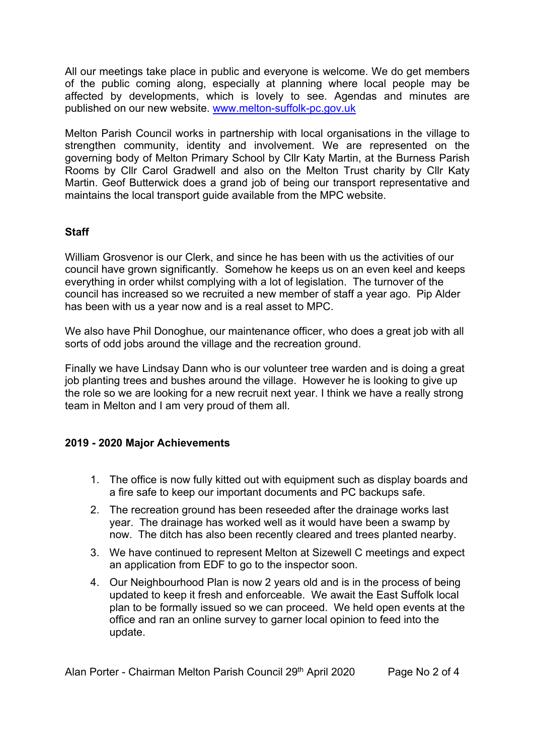All our meetings take place in public and everyone is welcome. We do get members of the public coming along, especially at planning where local people may be affected by developments, which is lovely to see. Agendas and minutes are published on our new website. [www.melton-suffolk-pc.gov.uk](http://www.melton-suffolk-pc.gov.uk)

Melton Parish Council works in partnership with local organisations in the village to strengthen community, identity and involvement. We are represented on the governing body of Melton Primary School by Cllr Katy Martin, at the Burness Parish Rooms by Cllr Carol Gradwell and also on the Melton Trust charity by Cllr Katy Martin. Geof Butterwick does a grand job of being our transport representative and maintains the local transport guide available from the MPC website.

**Staff**

William Grosvenor is our Clerk, and since he has been with us the activities of our council have grown significantly. Somehow he keeps us on an even keel and keeps everything in order whilst complying with a lot of legislation. The turnover of the council has increased so we recruited a new member of staff a year ago. Pip Alder has been with us a year now and is a real asset to MPC.

We also have Phil Donoghue, our maintenance officer, who does a great job with all sorts of odd jobs around the village and the recreation ground.

Finally we have Lindsay Dann who is our volunteer tree warden and is doing a great job planting trees and bushes around the village. However he is looking to give up the role so we are looking for a new recruit next year. I think we have a really strong team in Melton and I am very proud of them all.

**2019 - 2020 Major Achievements**

1. The office is now fully kitted out with equipment such as display boards and a fire safe to keep our important documents and PC backups safe.
2. The recreation ground has been reseeded after the drainage works last year. The drainage has worked well as it would have been a swamp by now. The ditch has also been recently cleared and trees planted nearby.
3. We have continued to represent Melton at Sizewell C meetings and expect an application from EDF to go to the inspector soon.
4. Our Neighbourhood Plan is now 2 years old and is in the process of being updated to keep it fresh and enforceable. We await the East Suffolk local plan to be formally issued so we can proceed. We held open events at the office and ran an online survey to garner local opinion to feed into the update.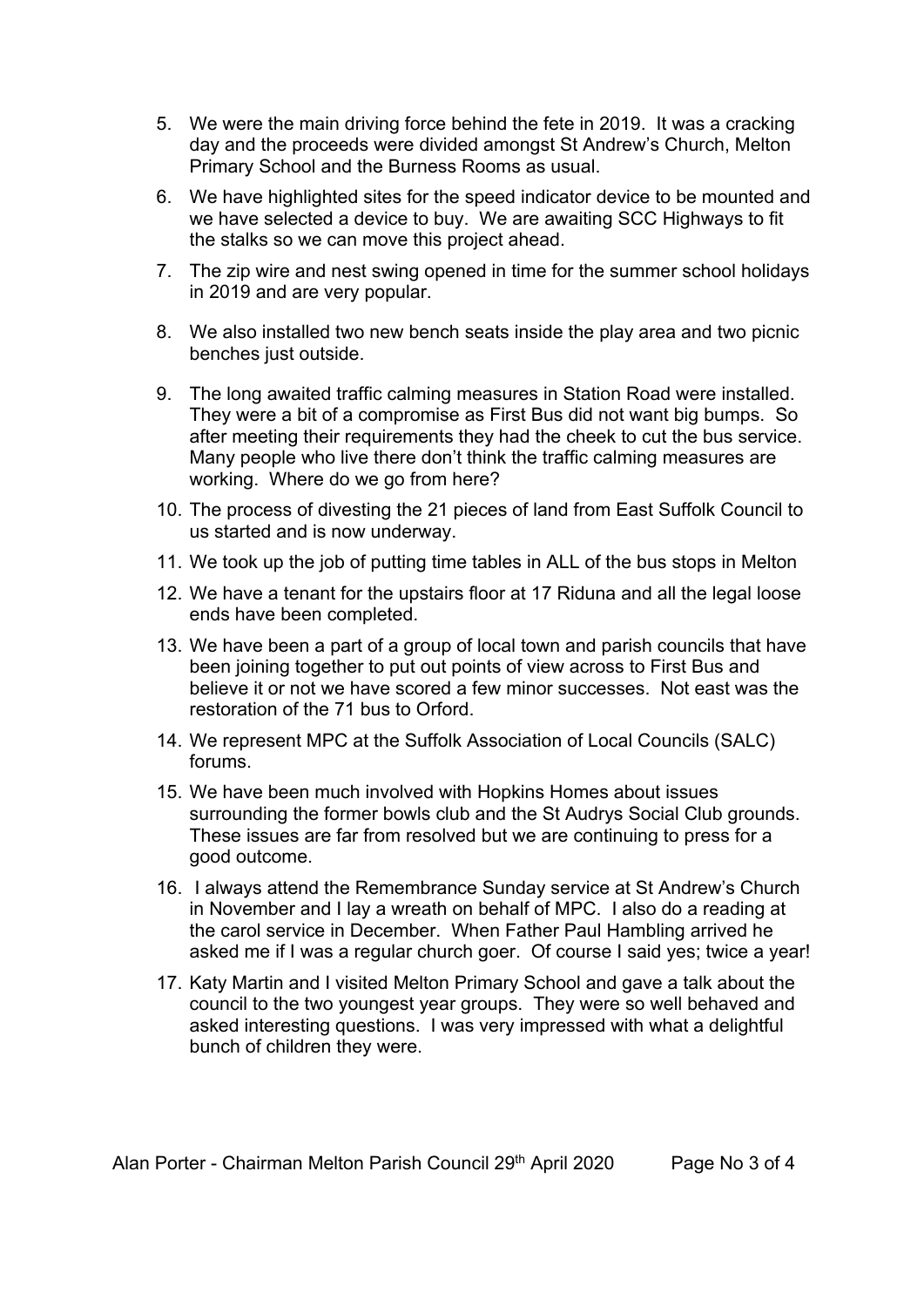5. We were the main driving force behind the fete in 2019. It was a cracking day and the proceeds were divided amongst St Andrew's Church, Melton Primary School and the Burness Rooms as usual.

6. We have highlighted sites for the speed indicator device to be mounted and we have selected a device to buy. We are awaiting SCC Highways to fit the stalks so we can move this project ahead.

7. The zip wire and nest swing opened in time for the summer school holidays in 2019 and are very popular.

8. We also installed two new bench seats inside the play area and two picnic benches just outside.

9. The long awaited traffic calming measures in Station Road were installed. They were a bit of a compromise as First Bus did not want big bumps. So after meeting their requirements they had the cheek to cut the bus service. Many people who live there don't think the traffic calming measures are working. Where do we go from here?

10. The process of divesting the 21 pieces of land from East Suffolk Council to us started and is now underway.

11. We took up the job of putting time tables in ALL of the bus stops in Melton

12. We have a tenant for the upstairs floor at 17 Riduna and all the legal loose ends have been completed.

13. We have been a part of a group of local town and parish councils that have been joining together to put out points of view across to First Bus and believe it or not we have scored a few minor successes. Not east was the restoration of the 71 bus to Orford.

14. We represent MPC at the Suffolk Association of Local Councils (SALC) forums.

15. We have been much involved with Hopkins Homes about issues surrounding the former bowls club and the St Audrys Social Club grounds. These issues are far from resolved but we are continuing to press for a good outcome.

16. I always attend the Remembrance Sunday service at St Andrew's Church in November and I lay a wreath on behalf of MPC. I also do a reading at the carol service in December. When Father Paul Hambling arrived he asked me if I was a regular church goer. Of course I said yes; twice a year!

17. Katy Martin and I visited Melton Primary School and gave a talk about the council to the two youngest year groups. They were so well behaved and asked interesting questions. I was very impressed with what a delightful bunch of children they were.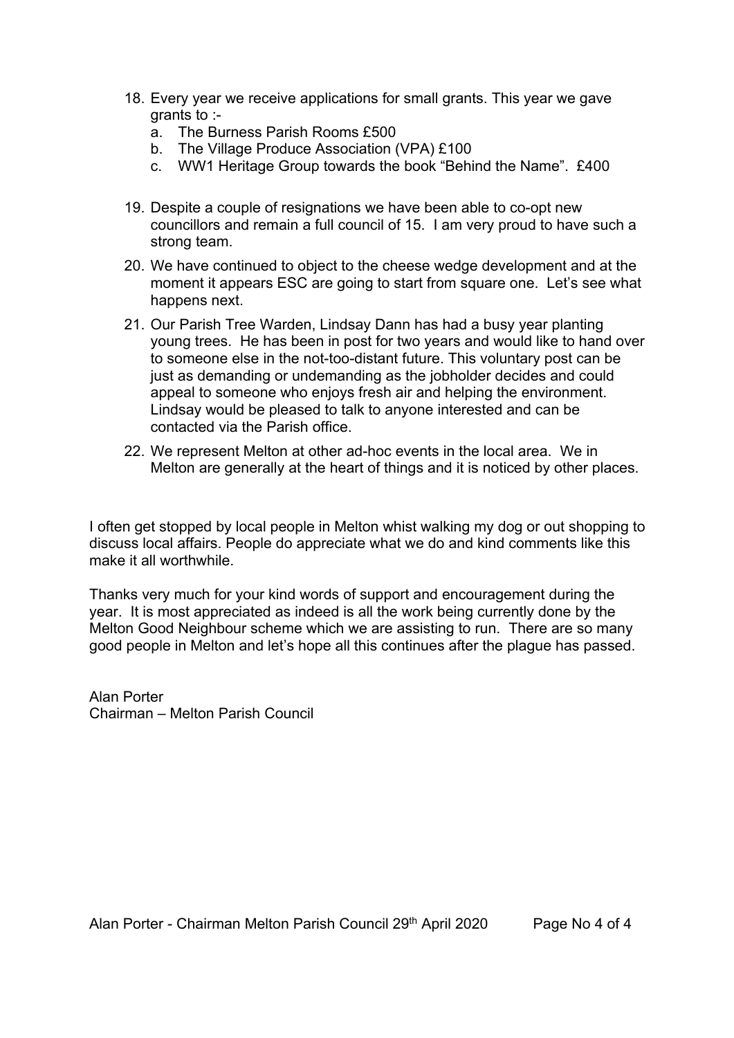18. Every year we receive applications for small grants. This year we gave grants to :-
    a. The Burness Parish Rooms £500
    b. The Village Produce Association (VPA) £100
    c. WW1 Heritage Group towards the book "Behind the Name". £400

19. Despite a couple of resignations we have been able to co-opt new councillors and remain a full council of 15. I am very proud to have such a strong team.

20. We have continued to object to the cheese wedge development and at the moment it appears ESC are going to start from square one. Let's see what happens next.

21. Our Parish Tree Warden, Lindsay Dann has had a busy year planting young trees. He has been in post for two years and would like to hand over to someone else in the not-too-distant future. This voluntary post can be just as demanding or undemanding as the jobholder decides and could appeal to someone who enjoys fresh air and helping the environment. Lindsay would be pleased to talk to anyone interested and can be contacted via the Parish office.

22. We represent Melton at other ad-hoc events in the local area. We in Melton are generally at the heart of things and it is noticed by other places.

I often get stopped by local people in Melton whist walking my dog or out shopping to discuss local affairs. People do appreciate what we do and kind comments like this make it all worthwhile.

Thanks very much for your kind words of support and encouragement during the year. It is most appreciated as indeed is all the work being currently done by the Melton Good Neighbour scheme which we are assisting to run. There are so many good people in Melton and let's hope all this continues after the plague has passed.

Alan Porter
Chairman – Melton Parish Council